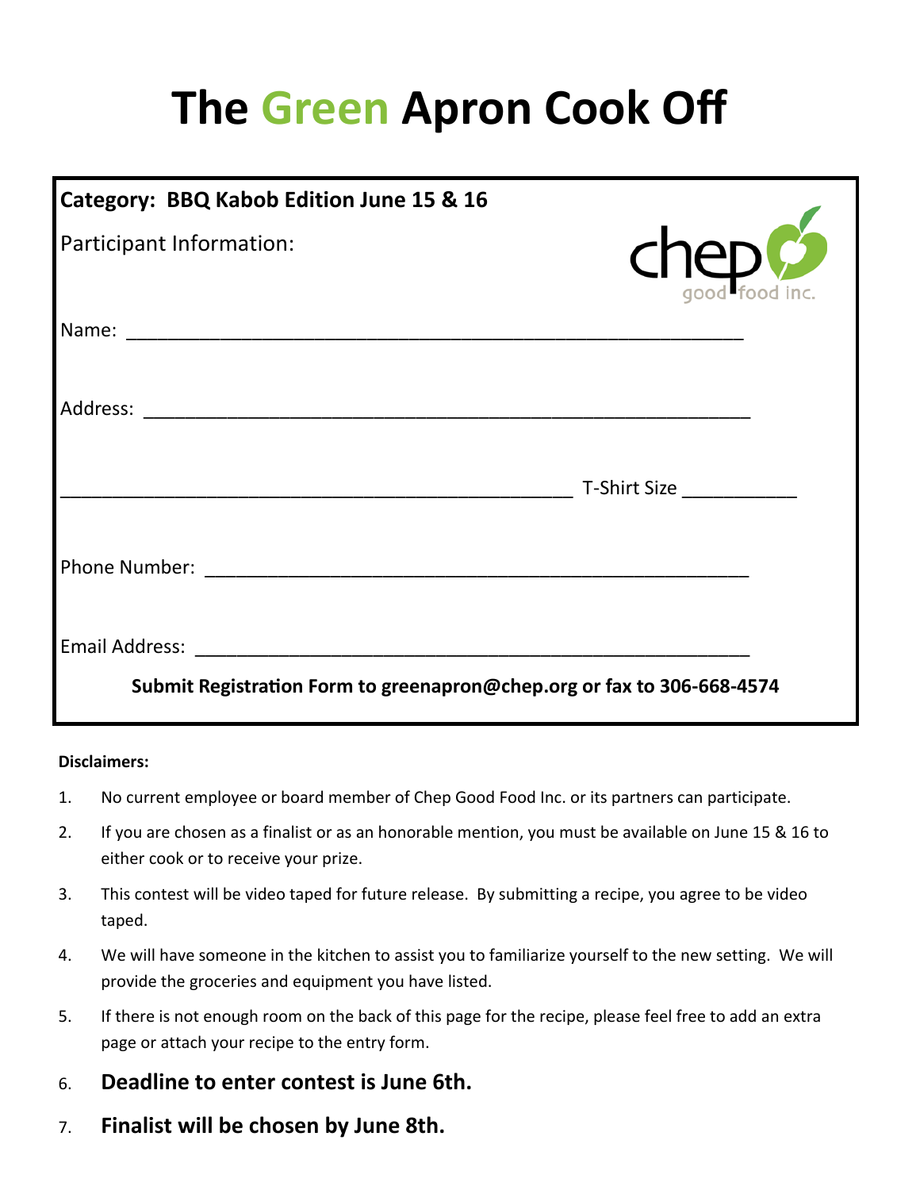# The Green Apron Cook Off

**Category: BBQ Kabob Edition June 15 & 16**

Participant Information:

chep good food inc.

Name: ___________________________________________________________

Address: _________________________________________________________

___________________________________________________ T-Shirt Size ___________

Phone Number: ____________________________________________________

Email Address: _____________________________________________________

**Submit Registration Form to greenapron@chep.org or fax to 306-668-4574**

**Disclaimers:**

1. No current employee or board member of Chep Good Food Inc. or its partners can participate.
2. If you are chosen as a finalist or as an honorable mention, you must be available on June 15 & 16 to either cook or to receive your prize.
3. This contest will be video taped for future release. By submitting a recipe, you agree to be video taped.
4. We will have someone in the kitchen to assist you to familiarize yourself to the new setting. We will provide the groceries and equipment you have listed.
5. If there is not enough room on the back of this page for the recipe, please feel free to add an extra page or attach your recipe to the entry form.
6. **Deadline to enter contest is June 6th.**
7. **Finalist will be chosen by June 8th.**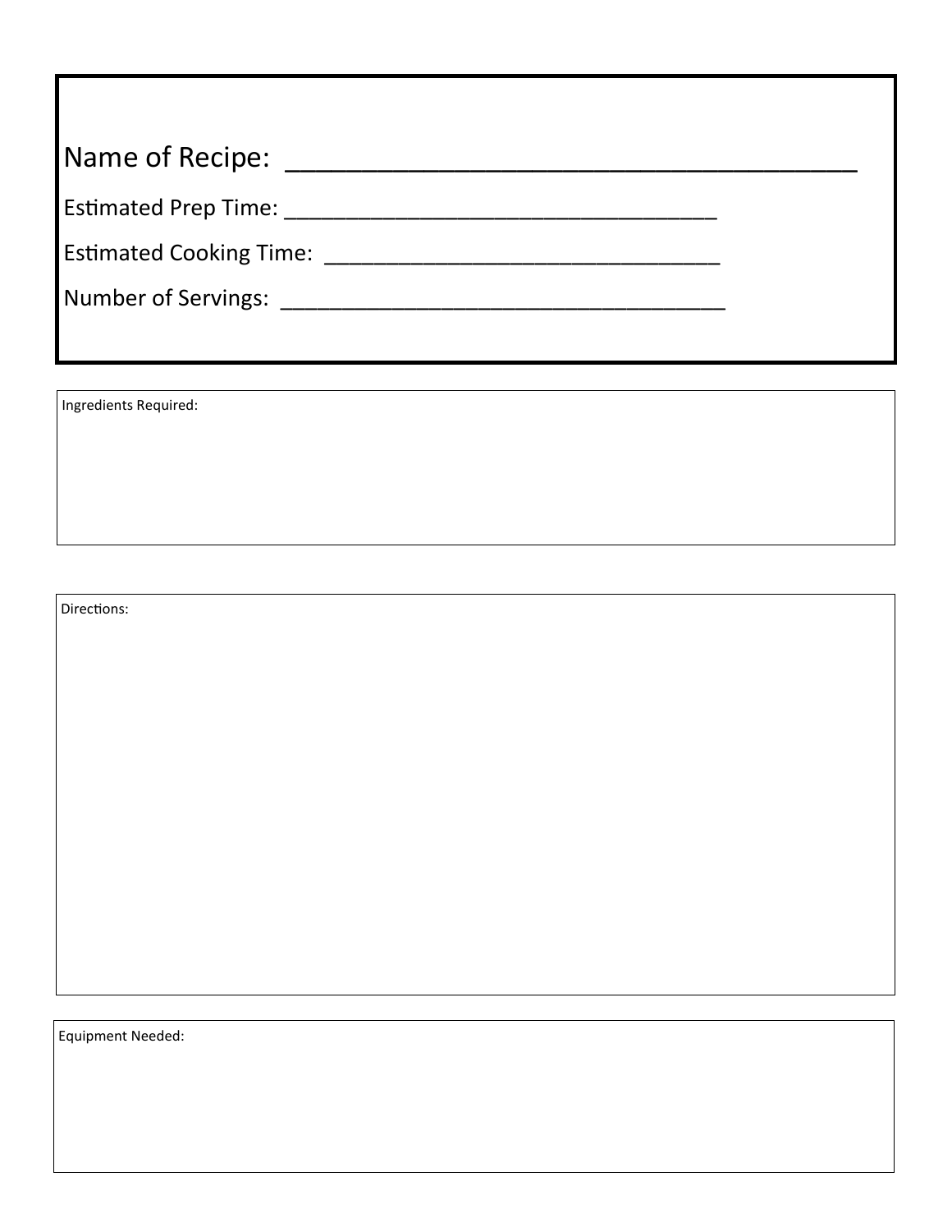Name of Recipe: ________________________________________

Estimated Prep Time: ____________________________________

Estimated Cooking Time: _________________________________

Number of Servings: _____________________________________

Ingredients Required:

Directions:

Equipment Needed: